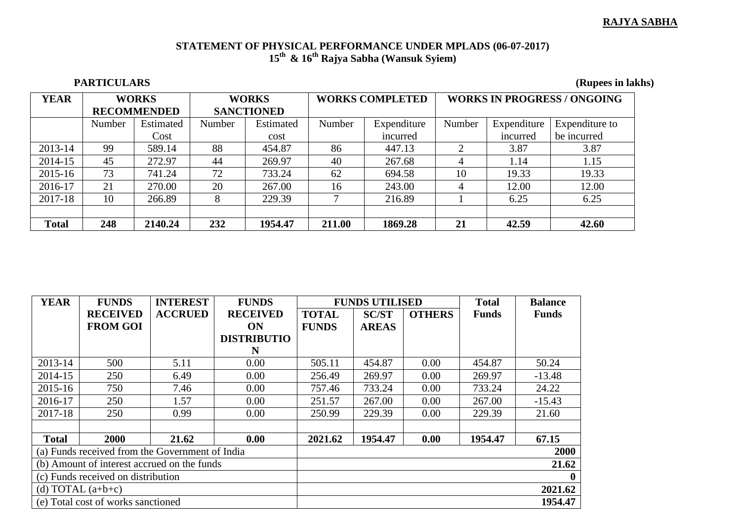**RAJYA SABHA**

## STATEMENT OF PHYSICAL PERFORMANCE UNDER MPLADS (06-07-2017)

### 15th & 16th Rajya Sabha (Wansuk Syiem)

**PARTICULARS** **(Rupees in lakhs)**

| YEAR | WORKS RECOMMENDED | | WORKS SANCTIONED | | WORKS COMPLETED | | WORKS IN PROGRESS / ONGOING | | |
|---|---|---|---|---|---|---|---|---|---|
| | Number | Estimated Cost | Number | Estimated cost | Number | Expenditure incurred | Number | Expenditure incurred | Expenditure to be incurred |
| 2013-14 | 99 | 589.14 | 88 | 454.87 | 86 | 447.13 | 2 | 3.87 | 3.87 |
| 2014-15 | 45 | 272.97 | 44 | 269.97 | 40 | 267.68 | 4 | 1.14 | 1.15 |
| 2015-16 | 73 | 741.24 | 72 | 733.24 | 62 | 694.58 | 10 | 19.33 | 19.33 |
| 2016-17 | 21 | 270.00 | 20 | 267.00 | 16 | 243.00 | 4 | 12.00 | 12.00 |
| 2017-18 | 10 | 266.89 | 8 | 229.39 | 7 | 216.89 | 1 | 6.25 | 6.25 |
| | | | | | | | | | |
| **Total** | **248** | **2140.24** | **232** | **1954.47** | **211.00** | **1869.28** | **21** | **42.59** | **42.60** |

| YEAR | FUNDS RECEIVED FROM GOI | INTEREST ACCRUED | FUNDS RECEIVED ON DISTRIBUTION | FUNDS UTILISED | | | Total Funds | Balance Funds |
|---|---|---|---|---|---|---|---|---|
| | | | | TOTAL FUNDS | SC/ST AREAS | OTHERS | | |
| 2013-14 | 500 | 5.11 | 0.00 | 505.11 | 454.87 | 0.00 | 454.87 | 50.24 |
| 2014-15 | 250 | 6.49 | 0.00 | 256.49 | 269.97 | 0.00 | 269.97 | -13.48 |
| 2015-16 | 750 | 7.46 | 0.00 | 757.46 | 733.24 | 0.00 | 733.24 | 24.22 |
| 2016-17 | 250 | 1.57 | 0.00 | 251.57 | 267.00 | 0.00 | 267.00 | -15.43 |
| 2017-18 | 250 | 0.99 | 0.00 | 250.99 | 229.39 | 0.00 | 229.39 | 21.60 |
| | | | | | | | | |
| **Total** | **2000** | **21.62** | **0.00** | **2021.62** | **1954.47** | **0.00** | **1954.47** | **67.15** |

| | |
|---|---|
| (a) Funds received from the Government of India | **2000** |
| (b) Amount of interest accrued on the funds | **21.62** |
| (c) Funds received on distribution | **0** |
| (d) TOTAL (a+b+c) | **2021.62** |
| (e) Total cost of works sanctioned | **1954.47** |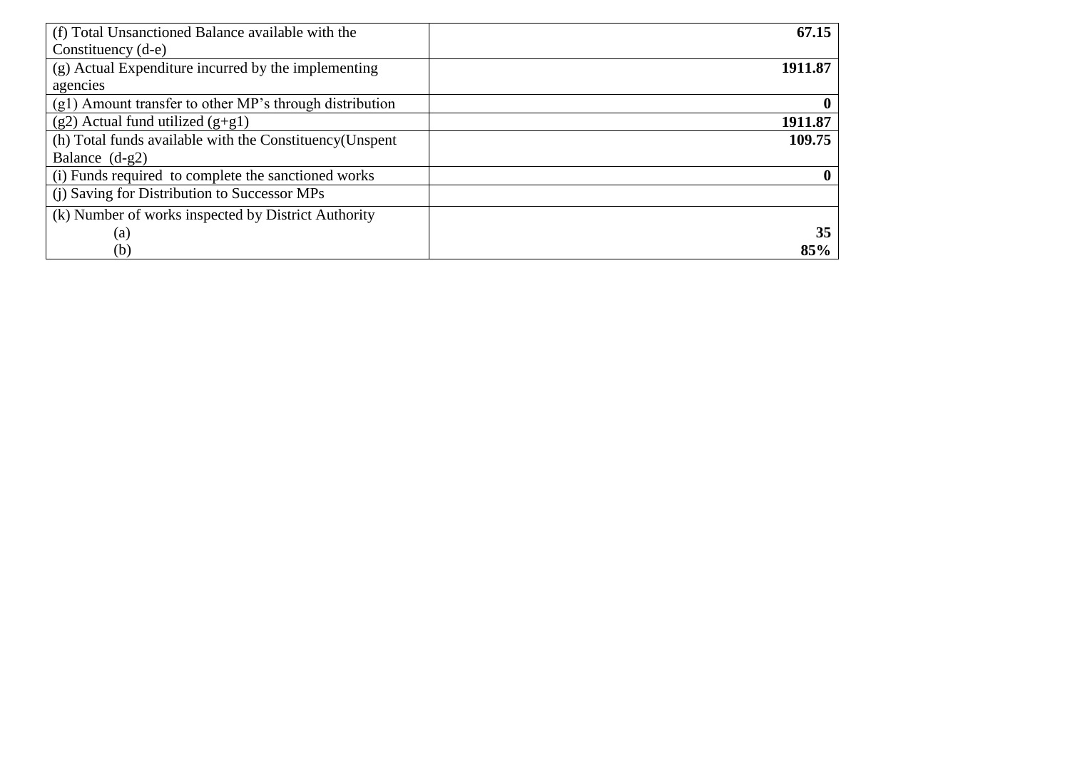| | |
|---|---|
| (f) Total Unsanctioned Balance available with the Constituency (d-e) | **67.15** |
| (g) Actual Expenditure incurred by the implementing agencies | **1911.87** |
| (g1) Amount transfer to other MP's through distribution | **0** |
| (g2) Actual fund utilized (g+g1) | **1911.87** |
| (h) Total funds available with the Constituency(Unspent Balance (d-g2) | **109.75** |
| (i) Funds required to complete the sanctioned works | **0** |
| (j) Saving for Distribution to Successor MPs | |
| (k) Number of works inspected by District Authority<br>(a)<br>(b) | <br>**35**<br>**85%** |